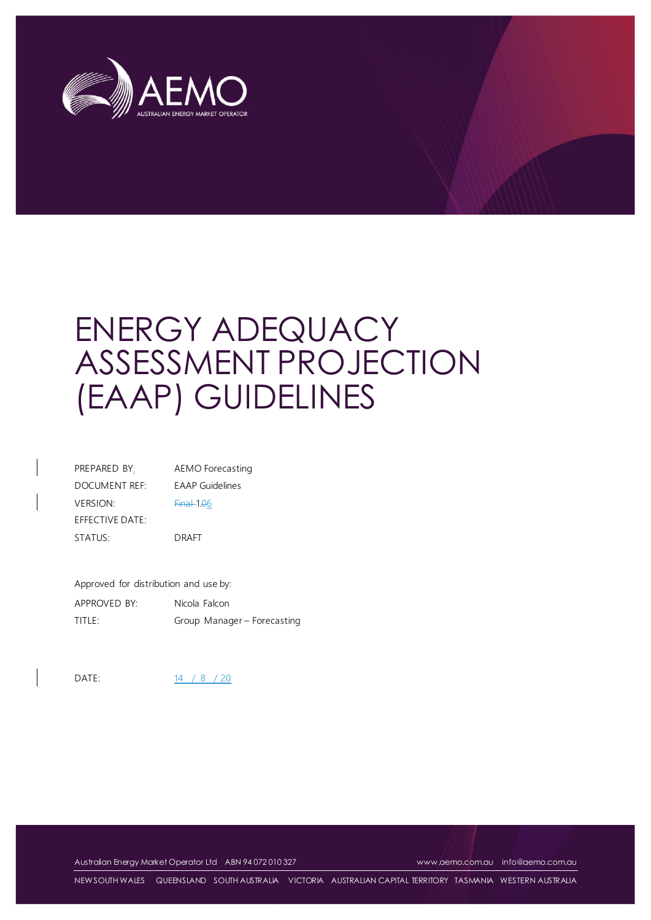# ENERGY ADEQUACY ASSESSMENT PROJECTION (EAAP) GUIDELINES

| | |
|---|---|
| PREPARED BY: | AEMO Forecasting |
| DOCUMENT REF: | EAAP Guidelines |
| VERSION: | ~~Final~~ 1.06 |
| EFFECTIVE DATE: | |
| STATUS: | DRAFT |

Approved for distribution and use by:

| | |
|---|---|
| APPROVED BY: | Nicola Falcon |
| TITLE: | Group Manager – Forecasting |

| | |
|---|---|
| DATE: | 14 / 8 / 20 |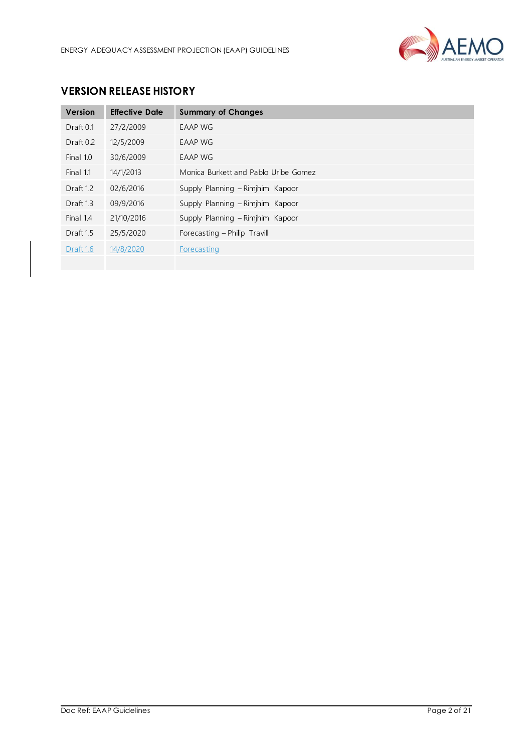## VERSION RELEASE HISTORY

| Version | Effective Date | Summary of Changes |
|---|---|---|
| Draft 0.1 | 27/2/2009 | EAAP WG |
| Draft 0.2 | 12/5/2009 | EAAP WG |
| Final 1.0 | 30/6/2009 | EAAP WG |
| Final 1.1 | 14/1/2013 | Monica Burkett and Pablo Uribe Gomez |
| Draft 1.2 | 02/6/2016 | Supply Planning – Rimjhim Kapoor |
| Draft 1.3 | 09/9/2016 | Supply Planning – Rimjhim Kapoor |
| Final 1.4 | 21/10/2016 | Supply Planning – Rimjhim Kapoor |
| Draft 1.5 | 25/5/2020 | Forecasting – Philip Travill |
| Draft 1.6 | 14/8/2020 | Forecasting |
| | | |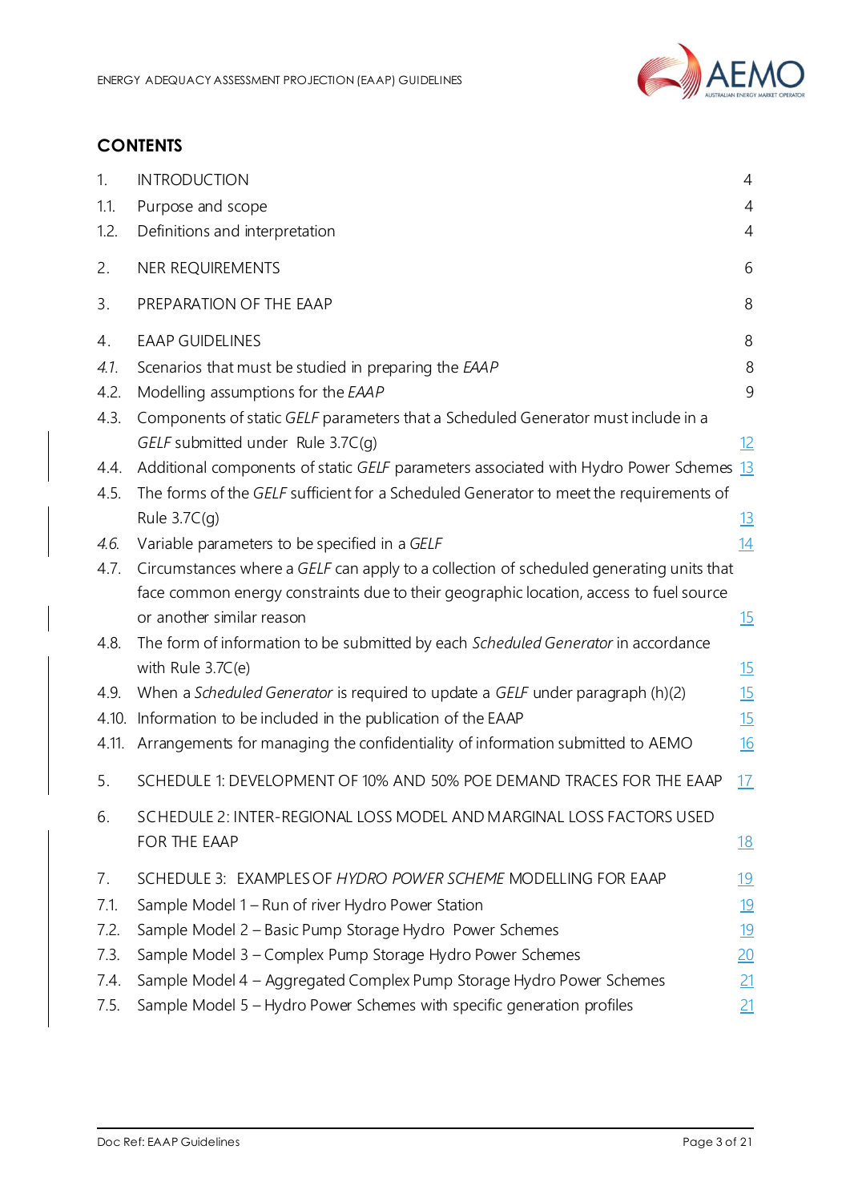## CONTENTS

| | | |
|---|---|---|
| 1. | INTRODUCTION | 4 |
| 1.1. | Purpose and scope | 4 |
| 1.2. | Definitions and interpretation | 4 |
| 2. | NER REQUIREMENTS | 6 |
| 3. | PREPARATION OF THE EAAP | 8 |
| 4. | EAAP GUIDELINES | 8 |
| *4.1.* | Scenarios that must be studied in preparing the *EAAP* | 8 |
| 4.2. | Modelling assumptions for the *EAAP* | 9 |
| 4.3. | Components of static *GELF* parameters that a Scheduled Generator must include in a *GELF* submitted under Rule 3.7C(g) | 12 |
| 4.4. | Additional components of static *GELF* parameters associated with Hydro Power Schemes | 13 |
| 4.5. | The forms of the *GELF* sufficient for a Scheduled Generator to meet the requirements of Rule 3.7C(g) | 13 |
| *4.6.* | Variable parameters to be specified in a *GELF* | 14 |
| 4.7. | Circumstances where a *GELF* can apply to a collection of scheduled generating units that face common energy constraints due to their geographic location, access to fuel source or another similar reason | 15 |
| 4.8. | The form of information to be submitted by each *Scheduled Generator* in accordance with Rule 3.7C(e) | 15 |
| 4.9. | When a *Scheduled Generator* is required to update a *GELF* under paragraph (h)(2) | 15 |
| 4.10. | Information to be included in the publication of the EAAP | 15 |
| 4.11. | Arrangements for managing the confidentiality of information submitted to AEMO | 16 |
| 5. | SCHEDULE 1: DEVELOPMENT OF 10% AND 50% POE DEMAND TRACES FOR THE EAAP | 17 |
| 6. | SCHEDULE 2: INTER-REGIONAL LOSS MODEL AND MARGINAL LOSS FACTORS USED FOR THE EAAP | 18 |
| 7. | SCHEDULE 3: EXAMPLES OF *HYDRO POWER SCHEME* MODELLING FOR EAAP | 19 |
| 7.1. | Sample Model 1 – Run of river Hydro Power Station | 19 |
| 7.2. | Sample Model 2 – Basic Pump Storage Hydro Power Schemes | 19 |
| 7.3. | Sample Model 3 – Complex Pump Storage Hydro Power Schemes | 20 |
| 7.4. | Sample Model 4 – Aggregated Complex Pump Storage Hydro Power Schemes | 21 |
| 7.5. | Sample Model 5 – Hydro Power Schemes with specific generation profiles | 21 |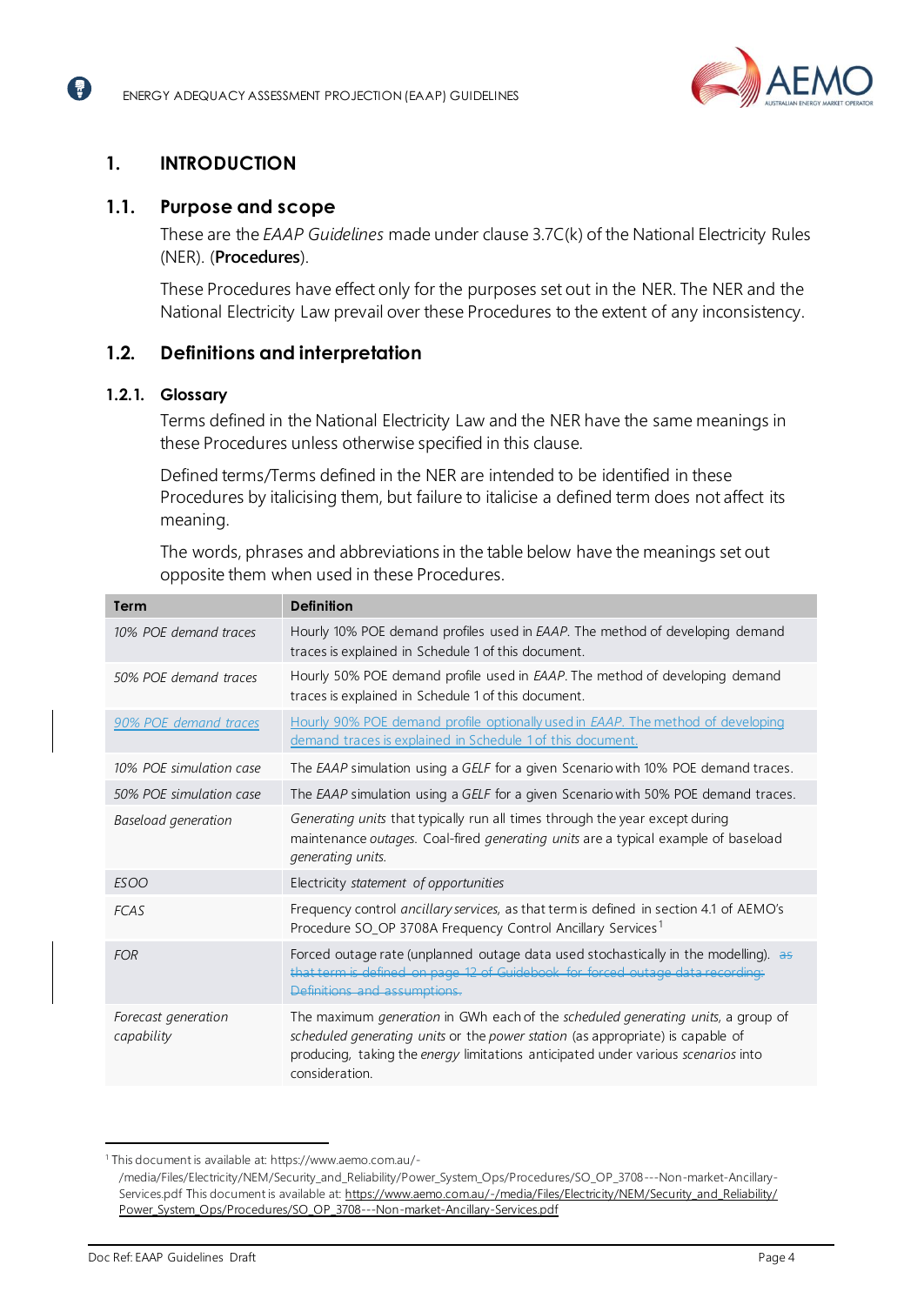# 1. INTRODUCTION

## 1.1. Purpose and scope

These are the *EAAP Guidelines* made under clause 3.7C(k) of the National Electricity Rules (NER). (**Procedures**).

These Procedures have effect only for the purposes set out in the NER. The NER and the National Electricity Law prevail over these Procedures to the extent of any inconsistency.

## 1.2. Definitions and interpretation

### 1.2.1. Glossary

Terms defined in the National Electricity Law and the NER have the same meanings in these Procedures unless otherwise specified in this clause.

Defined terms/Terms defined in the NER are intended to be identified in these Procedures by italicising them, but failure to italicise a defined term does not affect its meaning.

The words, phrases and abbreviations in the table below have the meanings set out opposite them when used in these Procedures.

| Term | Definition |
|---|---|
| *10% POE demand traces* | Hourly 10% POE demand profiles used in *EAAP*. The method of developing demand traces is explained in Schedule 1 of this document. |
| *50% POE demand traces* | Hourly 50% POE demand profile used in *EAAP*. The method of developing demand traces is explained in Schedule 1 of this document. |
| *90% POE demand traces* | Hourly 90% POE demand profile optionally used in *EAAP*. The method of developing demand traces is explained in Schedule 1 of this document. |
| *10% POE simulation case* | The *EAAP* simulation using a *GELF* for a given Scenario with 10% POE demand traces. |
| *50% POE simulation case* | The *EAAP* simulation using a *GELF* for a given Scenario with 50% POE demand traces. |
| *Baseload generation* | *Generating units* that typically run all times through the year except during maintenance *outages*. Coal-fired *generating units* are a typical example of baseload *generating units*. |
| *ESOO* | Electricity *statement of opportunities* |
| *FCAS* | Frequency control *ancillary services*, as that term is defined in section 4.1 of AEMO's Procedure SO_OP 3708A Frequency Control Ancillary Services[1] |
| *FOR* | Forced outage rate (unplanned outage data used stochastically in the modelling). ~~as that term is defined on page 12 of Guidebook for forced outage data recording: Definitions and assumptions.~~ |
| *Forecast generation capability* | The maximum *generation* in GWh each of the *scheduled generating units*, a group of *scheduled generating units* or the *power station* (as appropriate) is capable of producing, taking the *energy* limitations anticipated under various *scenarios* into consideration. |

[1] This document is available at: https://www.aemo.com.au/-/media/Files/Electricity/NEM/Security_and_Reliability/Power_System_Ops/Procedures/SO_OP_3708---Non-market-Ancillary-Services.pdf This document is available at: https://www.aemo.com.au/-/media/Files/Electricity/NEM/Security_and_Reliability/Power_System_Ops/Procedures/SO_OP_3708---Non-market-Ancillary-Services.pdf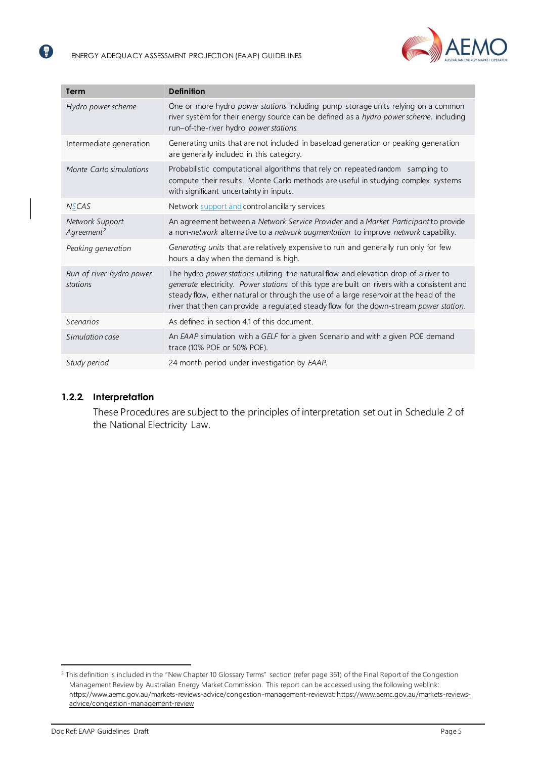| Term | Definition |
|---|---|
| *Hydro power scheme* | One or more hydro *power stations* including pump storage units relying on a common river system for their energy source can be defined as a *hydro power scheme*, including run–of-the-river hydro *power stations.* |
| Intermediate generation | Generating units that are not included in baseload generation or peaking generation are generally included in this category. |
| *Monte Carlo simulations* | Probabilistic computational algorithms that rely on repeated random sampling to compute their results. Monte Carlo methods are useful in studying complex systems with significant uncertainty in inputs. |
| *NSCAS* | Network support and control ancillary services |
| *Network Support Agreement*[2] | An agreement between a *Network Service Provider* and a *Market Participant* to provide a non-*network* alternative to a *network augmentation* to improve *network* capability. |
| *Peaking generation* | *Generating units* that are relatively expensive to run and generally run only for few hours a day when the demand is high. |
| *Run-of-river hydro power stations* | The hydro *power stations* utilizing the natural flow and elevation drop of a river to *generate* electricity. *Power stations* of this type are built on rivers with a consistent and steady flow, either natural or through the use of a large reservoir at the head of the river that then can provide a regulated steady flow for the down-stream *power station.* |
| *Scenarios* | As defined in section 4.1 of this document. |
| *Simulation case* | An *EAAP* simulation with a *GELF* for a given Scenario and with a given POE demand trace (10% POE or 50% POE). |
| *Study period* | 24 month period under investigation by *EAAP.* |

### 1.2.2. Interpretation

These Procedures are subject to the principles of interpretation set out in Schedule 2 of the National Electricity Law.

[2] This definition is included in the "New Chapter 10 Glossary Terms" section (refer page 361) of the Final Report of the Congestion Management Review by Australian Energy Market Commission. This report can be accessed using the following weblink: https://www.aemc.gov.au/markets-reviews-advice/congestion-management-reviewat: https://www.aemc.gov.au/markets-reviews-advice/congestion-management-review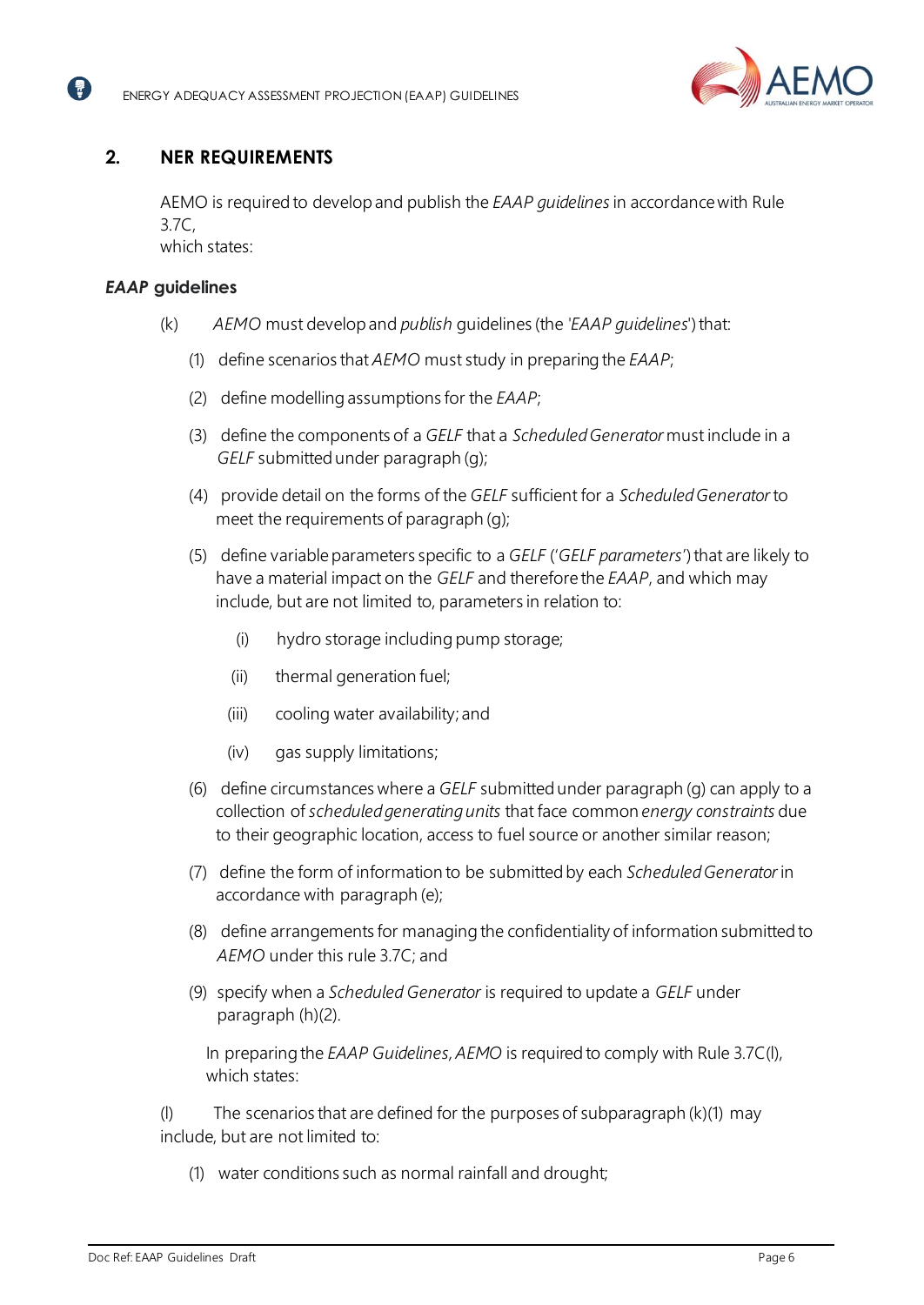## 2. NER REQUIREMENTS

AEMO is required to develop and publish the *EAAP guidelines* in accordance with Rule 3.7C,
which states:

### *EAAP* guidelines

(k) *AEMO* must develop and *publish* guidelines (the '*EAAP guidelines*') that:

(1) define scenarios that *AEMO* must study in preparing the *EAAP*;

(2) define modelling assumptions for the *EAAP*;

(3) define the components of a *GELF* that a *Scheduled Generator* must include in a *GELF* submitted under paragraph (g);

(4) provide detail on the forms of the *GELF* sufficient for a *Scheduled Generator* to meet the requirements of paragraph (g);

(5) define variable parameters specific to a *GELF* ('*GELF parameters*') that are likely to have a material impact on the *GELF* and therefore the *EAAP*, and which may include, but are not limited to, parameters in relation to:

(i) hydro storage including pump storage;

(ii) thermal generation fuel;

(iii) cooling water availability; and

(iv) gas supply limitations;

(6) define circumstances where a *GELF* submitted under paragraph (g) can apply to a collection of *scheduled generating units* that face common *energy constraints* due to their geographic location, access to fuel source or another similar reason;

(7) define the form of information to be submitted by each *Scheduled Generator* in accordance with paragraph (e);

(8) define arrangements for managing the confidentiality of information submitted to *AEMO* under this rule 3.7C; and

(9) specify when a *Scheduled Generator* is required to update a *GELF* under paragraph (h)(2).

In preparing the *EAAP Guidelines*, *AEMO* is required to comply with Rule 3.7C(l), which states:

(l) The scenarios that are defined for the purposes of subparagraph (k)(1) may include, but are not limited to:

(1) water conditions such as normal rainfall and drought;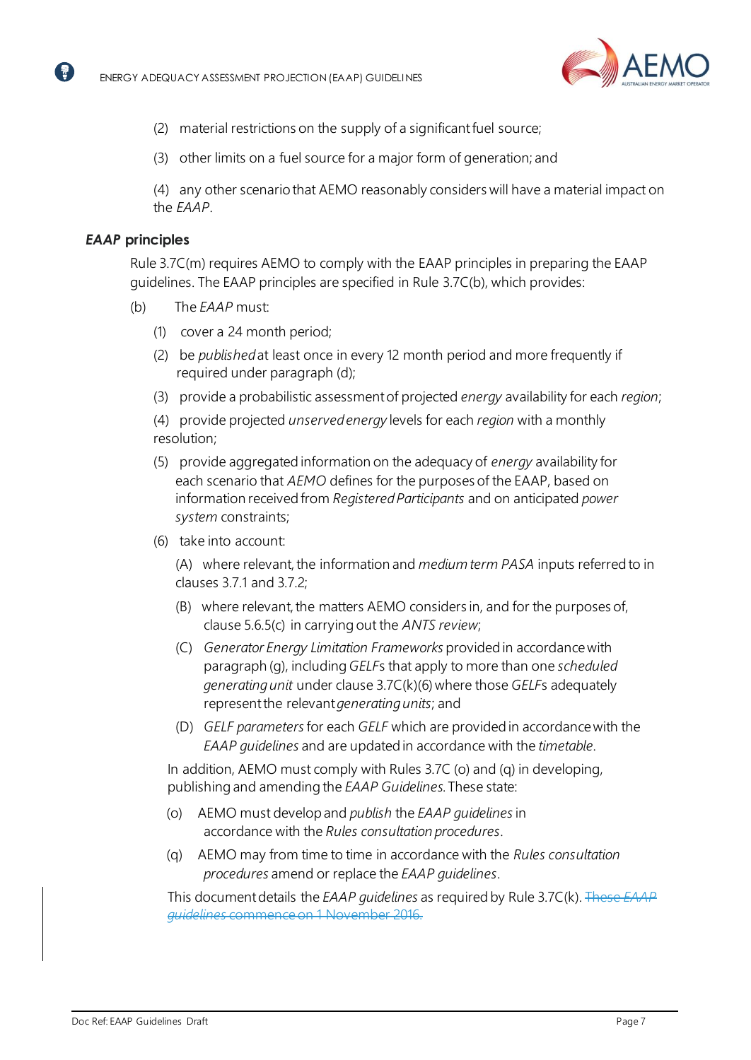(2) material restrictions on the supply of a significant fuel source;

(3) other limits on a fuel source for a major form of generation; and

(4) any other scenario that AEMO reasonably considers will have a material impact on the *EAAP*.

### *EAAP* principles

Rule 3.7C(m) requires AEMO to comply with the EAAP principles in preparing the EAAP guidelines. The EAAP principles are specified in Rule 3.7C(b), which provides:

(b) The *EAAP* must:

(1) cover a 24 month period;

(2) be *published* at least once in every 12 month period and more frequently if required under paragraph (d);

(3) provide a probabilistic assessment of projected *energy* availability for each *region*;

(4) provide projected *unserved energy* levels for each *region* with a monthly resolution;

(5) provide aggregated information on the adequacy of *energy* availability for each scenario that *AEMO* defines for the purposes of the EAAP, based on information received from *Registered Participants* and on anticipated *power system* constraints;

(6) take into account:

(A) where relevant, the information and *medium term PASA* inputs referred to in clauses 3.7.1 and 3.7.2;

(B) where relevant, the matters AEMO considers in, and for the purposes of, clause 5.6.5(c) in carrying out the *ANTS review*;

(C) *Generator Energy Limitation Frameworks* provided in accordance with paragraph (g), including *GELF*s that apply to more than one *scheduled generating unit* under clause 3.7C(k)(6) where those *GELF*s adequately represent the relevant *generating units*; and

(D) *GELF parameters* for each *GELF* which are provided in accordance with the *EAAP guidelines* and are updated in accordance with the *timetable*.

In addition, AEMO must comply with Rules 3.7C (o) and (q) in developing, publishing and amending the *EAAP Guidelines*. These state:

(o) AEMO must develop and *publish* the *EAAP guidelines* in accordance with the *Rules consultation procedures*.

(q) AEMO may from time to time in accordance with the *Rules consultation procedures* amend or replace the *EAAP guidelines*.

This document details the *EAAP guidelines* as required by Rule 3.7C(k). ~~These *EAAP guidelines* commence on 1 November 2016.~~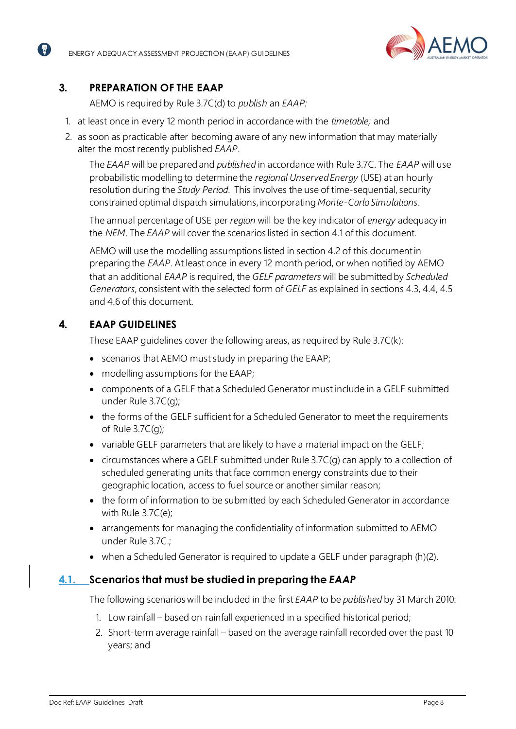## 3. PREPARATION OF THE EAAP

AEMO is required by Rule 3.7C(d) to *publish* an *EAAP:*

1. at least once in every 12 month period in accordance with the *timetable;* and
2. as soon as practicable after becoming aware of any new information that may materially alter the most recently published *EAAP*.

The *EAAP* will be prepared and *published* in accordance with Rule 3.7C. The *EAAP* will use probabilistic modelling to determine the *regional Unserved Energy* (USE) at an hourly resolution during the *Study Period*. This involves the use of time-sequential, security constrained optimal dispatch simulations, incorporating *Monte-Carlo Simulations*.

The annual percentage of USE per *region* will be the key indicator of *energy* adequacy in the *NEM*. The *EAAP* will cover the scenarios listed in section 4.1 of this document.

AEMO will use the modelling assumptions listed in section 4.2 of this document in preparing the *EAAP*. At least once in every 12 month period, or when notified by AEMO that an additional *EAAP* is required, the *GELF parameters* will be submitted by *Scheduled Generators*, consistent with the selected form of *GELF* as explained in sections 4.3, 4.4, 4.5 and 4.6 of this document.

## 4. EAAP GUIDELINES

These EAAP guidelines cover the following areas, as required by Rule 3.7C(k):

- scenarios that AEMO must study in preparing the EAAP;
- modelling assumptions for the EAAP;
- components of a GELF that a Scheduled Generator must include in a GELF submitted under Rule 3.7C(g);
- the forms of the GELF sufficient for a Scheduled Generator to meet the requirements of Rule 3.7C(g);
- variable GELF parameters that are likely to have a material impact on the GELF;
- circumstances where a GELF submitted under Rule 3.7C(g) can apply to a collection of scheduled generating units that face common energy constraints due to their geographic location, access to fuel source or another similar reason;
- the form of information to be submitted by each Scheduled Generator in accordance with Rule 3.7C(e);
- arrangements for managing the confidentiality of information submitted to AEMO under Rule 3.7C.;
- when a Scheduled Generator is required to update a GELF under paragraph (h)(2).

### 4.1. Scenarios that must be studied in preparing the *EAAP*

The following scenarios will be included in the first *EAAP* to be *published* by 31 March 2010:

1. Low rainfall – based on rainfall experienced in a specified historical period;
2. Short-term average rainfall – based on the average rainfall recorded over the past 10 years; and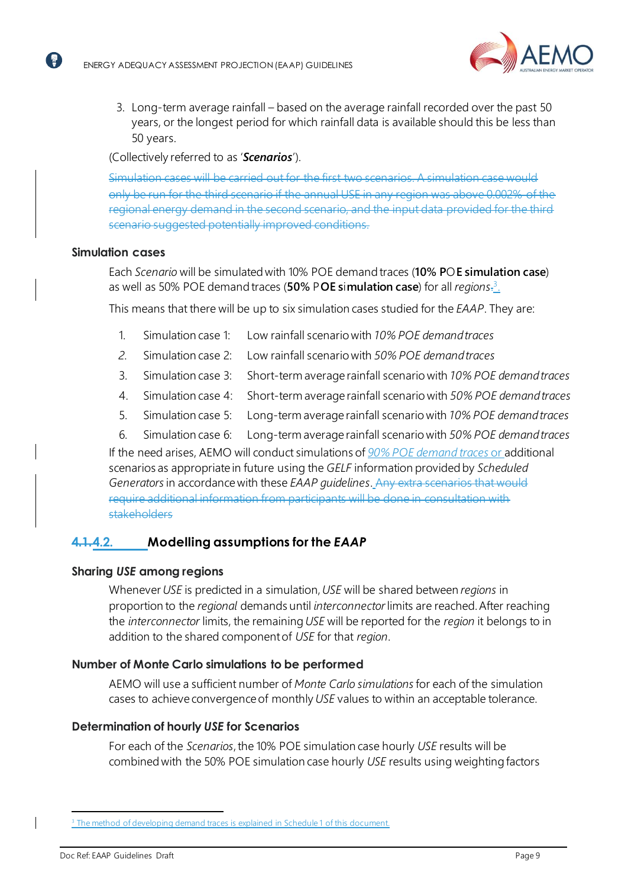3. Long-term average rainfall – based on the average rainfall recorded over the past 50 years, or the longest period for which rainfall data is available should this be less than 50 years.

(Collectively referred to as '***Scenarios***').

~~Simulation cases will be carried out for the first two scenarios. A simulation case would only be run for the third scenario if the annual USE in any region was above 0.002% of the regional energy demand in the second scenario, and the input data provided for the third scenario suggested potentially improved conditions.~~

### Simulation cases

Each *Scenario* will be simulated with 10% POE demand traces (**10% POE simulation case**) as well as 50% POE demand traces (**50% POE simulation case**) for all *regions*.[3]

This means that there will be up to six simulation cases studied for the *EAAP*. They are:

1. Simulation case 1: Low rainfall scenario with *10% POE demand traces*
2. Simulation case 2: Low rainfall scenario with *50% POE demand traces*
3. Simulation case 3: Short-term average rainfall scenario with *10% POE demand traces*
4. Simulation case 4: Short-term average rainfall scenario with *50% POE demand traces*
5. Simulation case 5: Long-term average rainfall scenario with *10% POE demand traces*
6. Simulation case 6: Long-term average rainfall scenario with *50% POE demand traces*

If the need arises, AEMO will conduct simulations of *90% POE demand traces* or additional scenarios as appropriate in future using the *GELF* information provided by *Scheduled Generators* in accordance with these *EAAP guidelines*. ~~Any extra scenarios that would require additional information from participants will be done in consultation with stakeholders~~

## ~~4.1.~~4.2. Modelling assumptions for the *EAAP*

### Sharing *USE* among regions

Whenever *USE* is predicted in a simulation, *USE* will be shared between *regions* in proportion to the *regional* demands until *interconnector* limits are reached. After reaching the *interconnector* limits, the remaining *USE* will be reported for the *region* it belongs to in addition to the shared component of *USE* for that *region*.

### Number of Monte Carlo simulations to be performed

AEMO will use a sufficient number of *Monte Carlo simulations* for each of the simulation cases to achieve convergence of monthly *USE* values to within an acceptable tolerance.

### Determination of hourly *USE* for Scenarios

For each of the *Scenarios*, the 10% POE simulation case hourly *USE* results will be combined with the 50% POE simulation case hourly *USE* results using weighting factors

[3] The method of developing demand traces is explained in Schedule 1 of this document.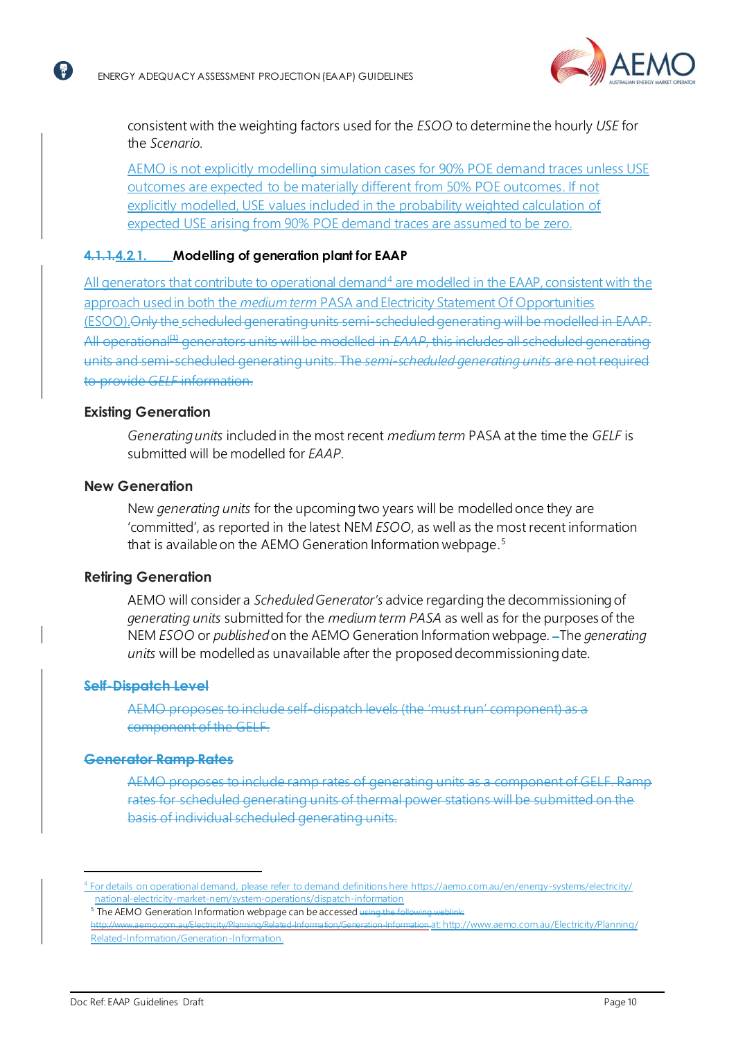consistent with the weighting factors used for the *ESOO* to determine the hourly *USE* for the *Scenario*.

AEMO is not explicitly modelling simulation cases for 90% POE demand traces unless USE outcomes are expected to be materially different from 50% POE outcomes. If not explicitly modelled, USE values included in the probability weighted calculation of expected USE arising from 90% POE demand traces are assumed to be zero.

#### ~~4.1.1.~~4.2.1. Modelling of generation plant for EAAP

All generators that contribute to operational demand[4] are modelled in the EAAP, consistent with the approach used in both the *medium term* PASA and Electricity Statement Of Opportunities (ESOO).~~Only the scheduled generating units semi-scheduled generating will be modelled in EAAP. All operational[1] generators units will be modelled in *EAAP*, this includes all scheduled generating units and semi-scheduled generating units. The *semi-scheduled generating units* are not required to provide *GELF* information.~~

**Existing Generation**

*Generating units* included in the most recent *medium term* PASA at the time the *GELF* is submitted will be modelled for *EAAP*.

**New Generation**

New *generating units* for the upcoming two years will be modelled once they are 'committed', as reported in the latest NEM *ESOO*, as well as the most recent information that is available on the AEMO Generation Information webpage.[5]

**Retiring Generation**

AEMO will consider a *Scheduled Generator's* advice regarding the decommissioning of *generating units* submitted for the *medium term PASA* as well as for the purposes of the NEM *ESOO* or *published* on the AEMO Generation Information webpage. The *generating units* will be modelled as unavailable after the proposed decommissioning date.

~~**Self-Dispatch Level**~~

~~AEMO proposes to include self-dispatch levels (the 'must run' component) as a component of the GELF.~~

~~**Generator Ramp Rates**~~

~~AEMO proposes to include ramp rates of generating units as a component of GELF. Ramp rates for scheduled generating units of thermal power stations will be submitted on the basis of individual scheduled generating units.~~

---

[4] For details on operational demand, please refer to demand definitions here https://aemo.com.au/en/energy-systems/electricity/national-electricity-market-nem/system-operations/dispatch-information

[5] The AEMO Generation Information webpage can be accessed ~~using the following weblink: http://www.aemo.com.au/Electricity/Planning/Related-Information/Generation-Information~~ at: http://www.aemo.com.au/Electricity/Planning/Related-Information/Generation-Information.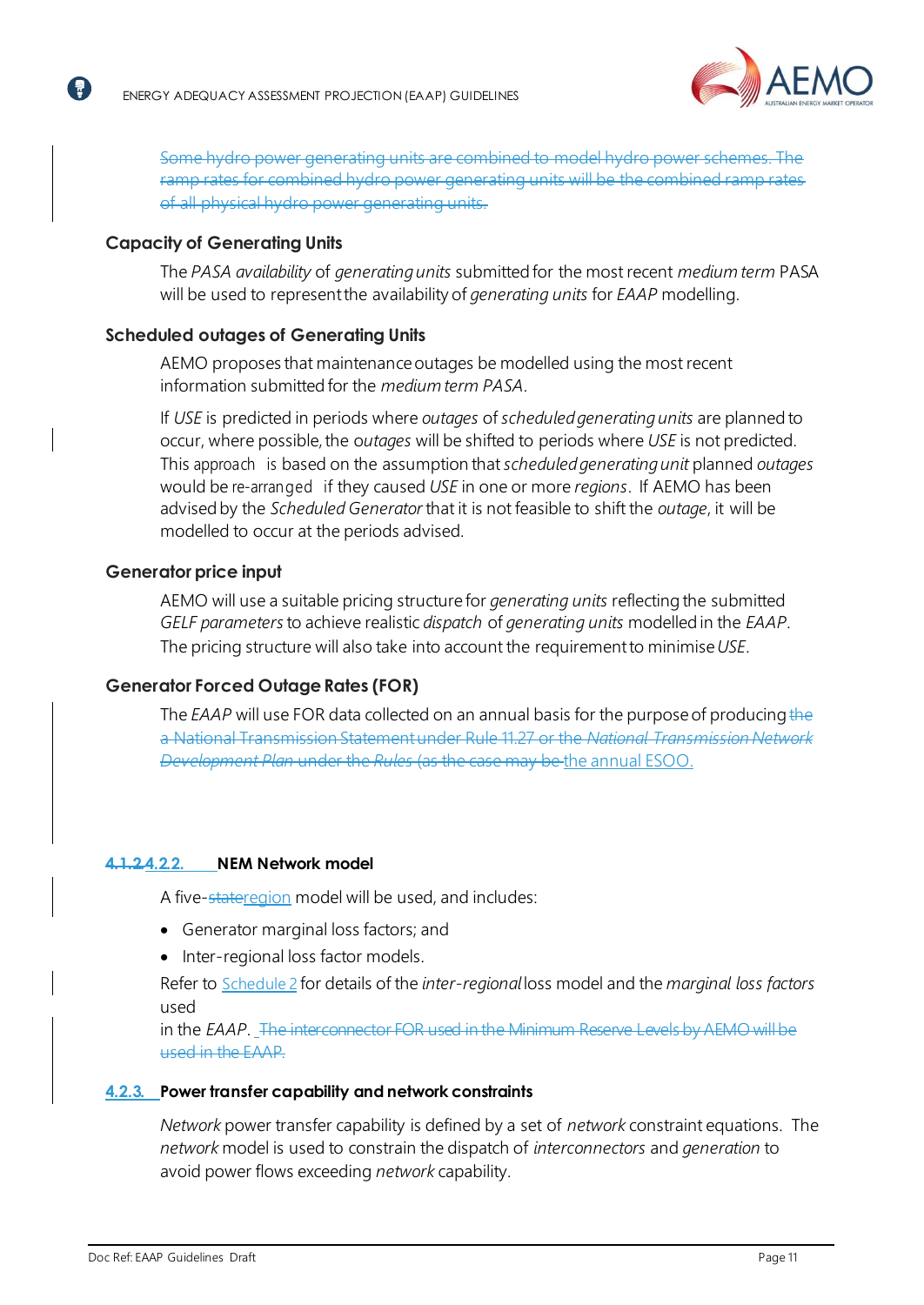~~Some hydro power generating units are combined to model hydro power schemes. The ramp rates for combined hydro power generating units will be the combined ramp rates of all physical hydro power generating units.~~

### Capacity of Generating Units

The *PASA availability* of *generating units* submitted for the most recent *medium term* PASA will be used to represent the availability of *generating units* for *EAAP* modelling.

### Scheduled outages of Generating Units

AEMO proposes that maintenance outages be modelled using the most recent information submitted for the *medium term PASA*.

If *USE* is predicted in periods where *outages* of *scheduled generating units* are planned to occur, where possible, the *outages* will be shifted to periods where *USE* is not predicted. This approach is based on the assumption that *scheduled generating unit* planned *outages* would be re-arranged if they caused *USE* in one or more *regions*. If AEMO has been advised by the *Scheduled Generator* that it is not feasible to shift the *outage*, it will be modelled to occur at the periods advised.

### Generator price input

AEMO will use a suitable pricing structure for *generating units* reflecting the submitted *GELF parameters* to achieve realistic *dispatch* of *generating units* modelled in the *EAAP*. The pricing structure will also take into account the requirement to minimise *USE*.

### Generator Forced Outage Rates (FOR)

The *EAAP* will use FOR data collected on an annual basis for the purpose of producing ~~the a National Transmission Statement under Rule 11.27 or the *National Transmission Network Development Plan* under the *Rules* (as the case may be~~ the annual ESOO.

### ~~4.1.2~~4.2.2. NEM Network model

A five-~~state~~region model will be used, and includes:

- Generator marginal loss factors; and
- Inter-regional loss factor models.

Refer to Schedule 2 for details of the *inter-regional* loss model and the *marginal loss factors* used

in the *EAAP*. ~~The interconnector FOR used in the Minimum Reserve Levels by AEMO will be used in the EAAP.~~

### 4.2.3. Power transfer capability and network constraints

*Network* power transfer capability is defined by a set of *network* constraint equations. The *network* model is used to constrain the dispatch of *interconnectors* and *generation* to avoid power flows exceeding *network* capability.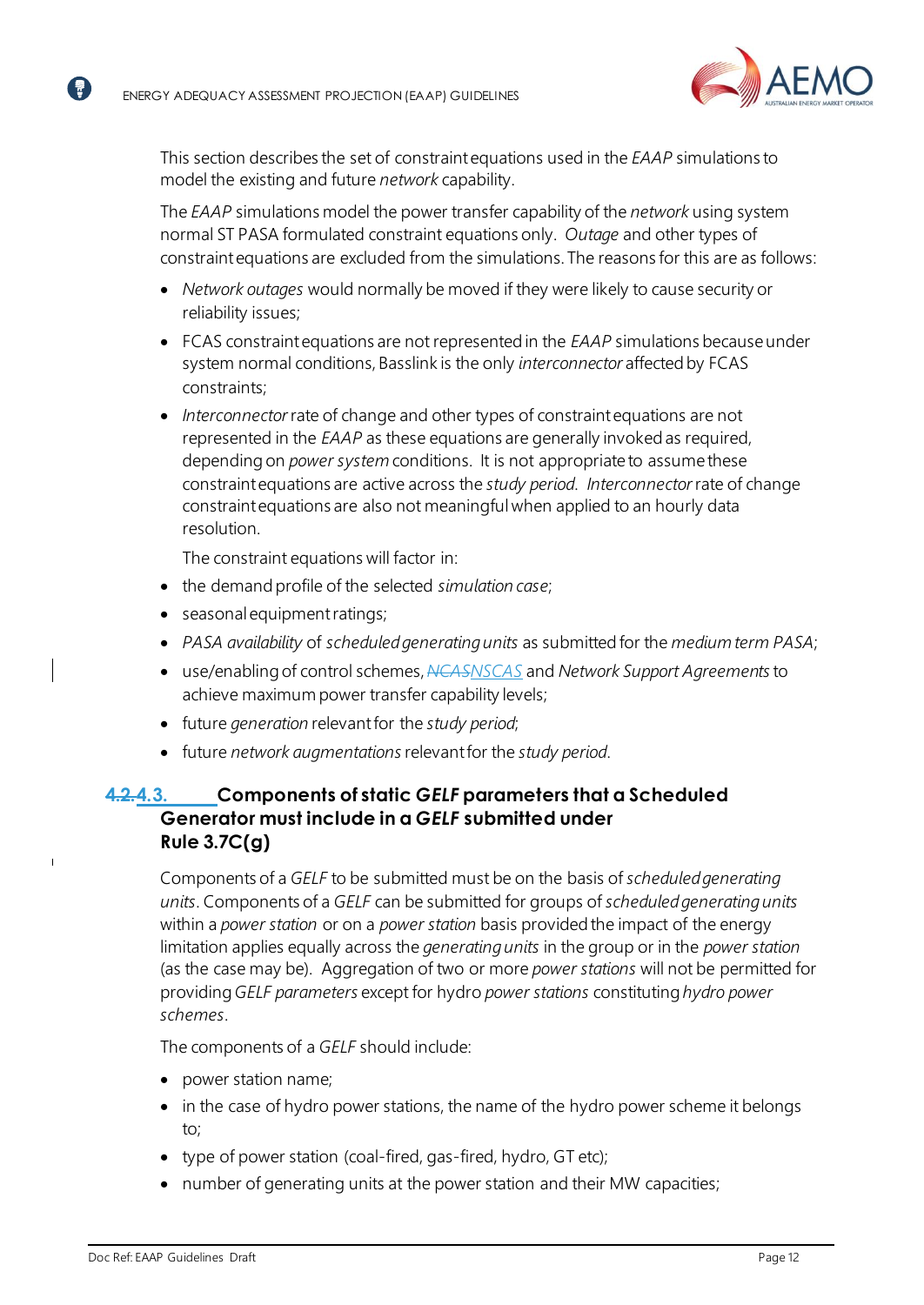This section describes the set of constraint equations used in the *EAAP* simulations to model the existing and future *network* capability.

The *EAAP* simulations model the power transfer capability of the *network* using system normal ST PASA formulated constraint equations only. *Outage* and other types of constraint equations are excluded from the simulations. The reasons for this are as follows:

- *Network outages* would normally be moved if they were likely to cause security or reliability issues;
- FCAS constraint equations are not represented in the *EAAP* simulations because under system normal conditions, Basslink is the only *interconnector* affected by FCAS constraints;
- *Interconnector* rate of change and other types of constraint equations are not represented in the *EAAP* as these equations are generally invoked as required, depending on *power system* conditions. It is not appropriate to assume these constraint equations are active across the *study period*. *Interconnector* rate of change constraint equations are also not meaningful when applied to an hourly data resolution.

  The constraint equations will factor in:

- the demand profile of the selected *simulation case*;
- seasonal equipment ratings;
- *PASA availability* of *scheduled generating units* as submitted for the *medium term PASA*;
- use/enabling of control schemes, ~~*NCAS*~~*NSCAS* and *Network Support Agreements* to achieve maximum power transfer capability levels;
- future *generation* relevant for the *study period*;
- future *network augmentations* relevant for the *study period*.

### ~~4.2.~~4.3. Components of static *GELF* parameters that a Scheduled Generator must include in a *GELF* submitted under Rule 3.7C(g)

Components of a *GELF* to be submitted must be on the basis of *scheduled generating units*. Components of a *GELF* can be submitted for groups of *scheduled generating units* within a *power station* or on a *power station* basis provided the impact of the energy limitation applies equally across the *generating units* in the group or in the *power station* (as the case may be). Aggregation of two or more *power stations* will not be permitted for providing *GELF parameters* except for hydro *power stations* constituting *hydro power schemes*.

The components of a *GELF* should include:

- power station name;
- in the case of hydro power stations, the name of the hydro power scheme it belongs to;
- type of power station (coal-fired, gas-fired, hydro, GT etc);
- number of generating units at the power station and their MW capacities;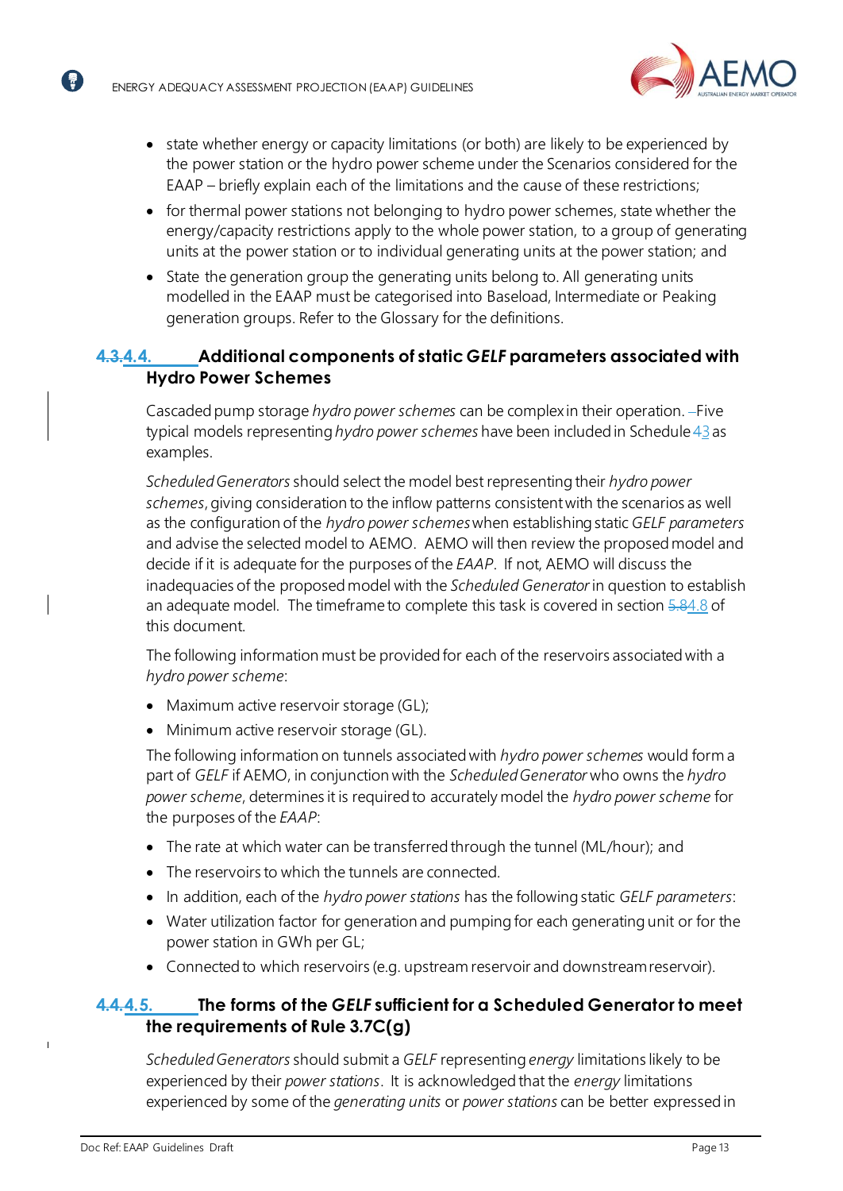- state whether energy or capacity limitations (or both) are likely to be experienced by the power station or the hydro power scheme under the Scenarios considered for the EAAP – briefly explain each of the limitations and the cause of these restrictions;
- for thermal power stations not belonging to hydro power schemes, state whether the energy/capacity restrictions apply to the whole power station, to a group of generating units at the power station or to individual generating units at the power station; and
- State the generation group the generating units belong to. All generating units modelled in the EAAP must be categorised into Baseload, Intermediate or Peaking generation groups. Refer to the Glossary for the definitions.

### 4.3.4.4. Additional components of static *GELF* parameters associated with Hydro Power Schemes

Cascaded pump storage *hydro power schemes* can be complex in their operation. –Five typical models representing *hydro power schemes* have been included in Schedule 43 as examples.

*Scheduled Generators* should select the model best representing their *hydro power schemes*, giving consideration to the inflow patterns consistent with the scenarios as well as the configuration of the *hydro power schemes* when establishing static *GELF parameters* and advise the selected model to AEMO. AEMO will then review the proposed model and decide if it is adequate for the purposes of the *EAAP*. If not, AEMO will discuss the inadequacies of the proposed model with the *Scheduled Generator* in question to establish an adequate model. The timeframe to complete this task is covered in section 5.84.8 of this document.

The following information must be provided for each of the reservoirs associated with a *hydro power scheme*:

- Maximum active reservoir storage (GL);
- Minimum active reservoir storage (GL).

The following information on tunnels associated with *hydro power schemes* would form a part of *GELF* if AEMO, in conjunction with the *Scheduled Generator* who owns the *hydro power scheme*, determines it is required to accurately model the *hydro power scheme* for the purposes of the *EAAP*:

- The rate at which water can be transferred through the tunnel (ML/hour); and
- The reservoirs to which the tunnels are connected.
- In addition, each of the *hydro power stations* has the following static *GELF parameters*:
- Water utilization factor for generation and pumping for each generating unit or for the power station in GWh per GL;
- Connected to which reservoirs (e.g. upstream reservoir and downstream reservoir).

### 4.4.4.5. The forms of the *GELF* sufficient for a Scheduled Generator to meet the requirements of Rule 3.7C(g)

*Scheduled Generators* should submit a *GELF* representing *energy* limitations likely to be experienced by their *power stations*. It is acknowledged that the *energy* limitations experienced by some of the *generating units* or *power stations* can be better expressed in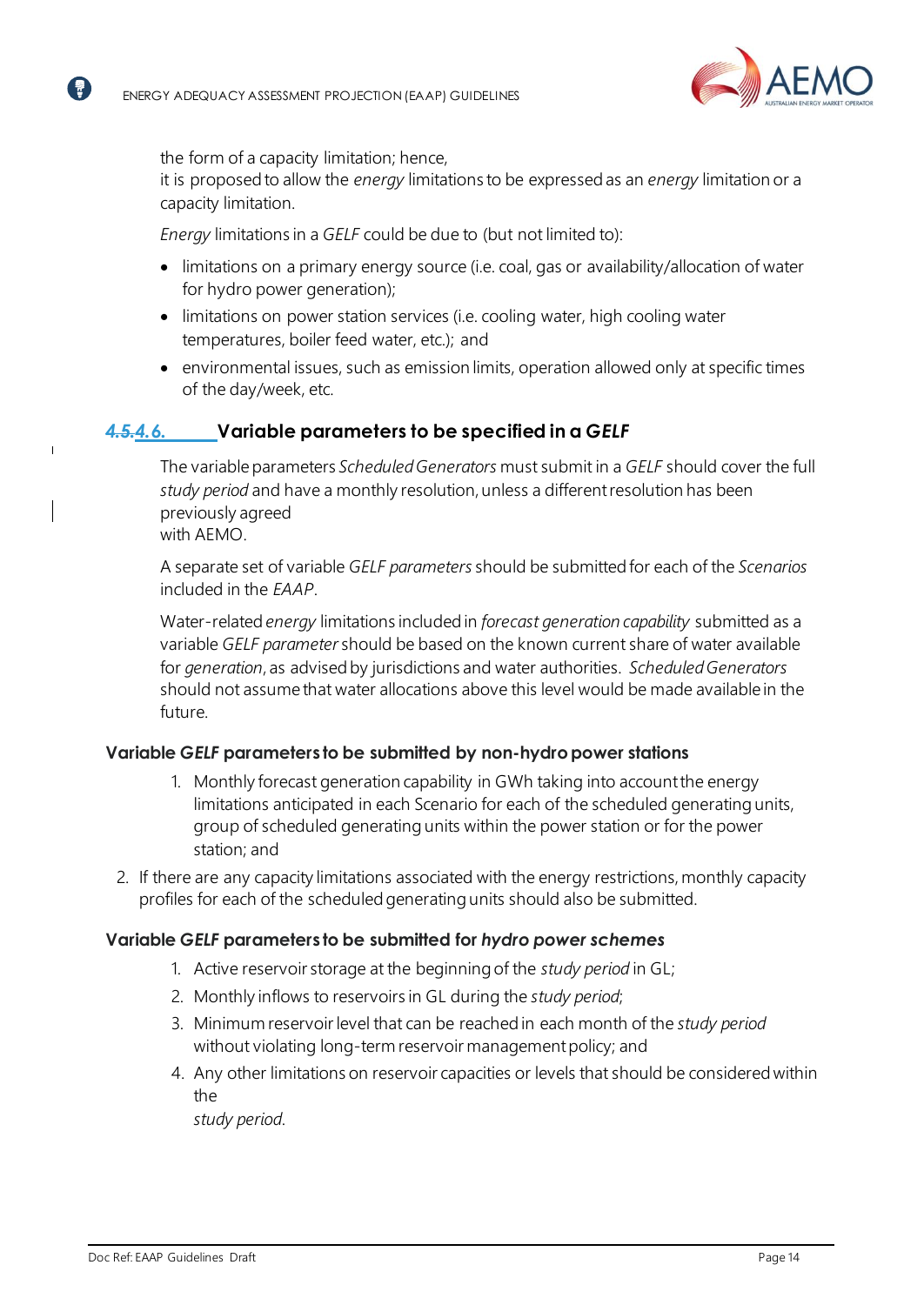the form of a capacity limitation; hence, it is proposed to allow the *energy* limitations to be expressed as an *energy* limitation or a capacity limitation.

*Energy* limitations in a *GELF* could be due to (but not limited to):

- limitations on a primary energy source (i.e. coal, gas or availability/allocation of water for hydro power generation);
- limitations on power station services (i.e. cooling water, high cooling water temperatures, boiler feed water, etc.); and
- environmental issues, such as emission limits, operation allowed only at specific times of the day/week, etc.

### 4.5.4.6. Variable parameters to be specified in a *GELF*

The variable parameters *Scheduled Generators* must submit in a *GELF* should cover the full *study period* and have a monthly resolution, unless a different resolution has been previously agreed with AEMO.

A separate set of variable *GELF parameters* should be submitted for each of the *Scenarios* included in the *EAAP*.

Water-related *energy* limitations included in *forecast generation capability* submitted as a variable *GELF parameter* should be based on the known current share of water available for *generation*, as advised by jurisdictions and water authorities. *Scheduled Generators* should not assume that water allocations above this level would be made available in the future.

#### Variable *GELF* parameters to be submitted by non-hydro power stations

1. Monthly forecast generation capability in GWh taking into account the energy limitations anticipated in each Scenario for each of the scheduled generating units, group of scheduled generating units within the power station or for the power station; and
2. If there are any capacity limitations associated with the energy restrictions, monthly capacity profiles for each of the scheduled generating units should also be submitted.

#### Variable *GELF* parameters to be submitted for *hydro power schemes*

1. Active reservoir storage at the beginning of the *study period* in GL;
2. Monthly inflows to reservoirs in GL during the *study period*;
3. Minimum reservoir level that can be reached in each month of the *study period* without violating long-term reservoir management policy; and
4. Any other limitations on reservoir capacities or levels that should be considered within the *study period*.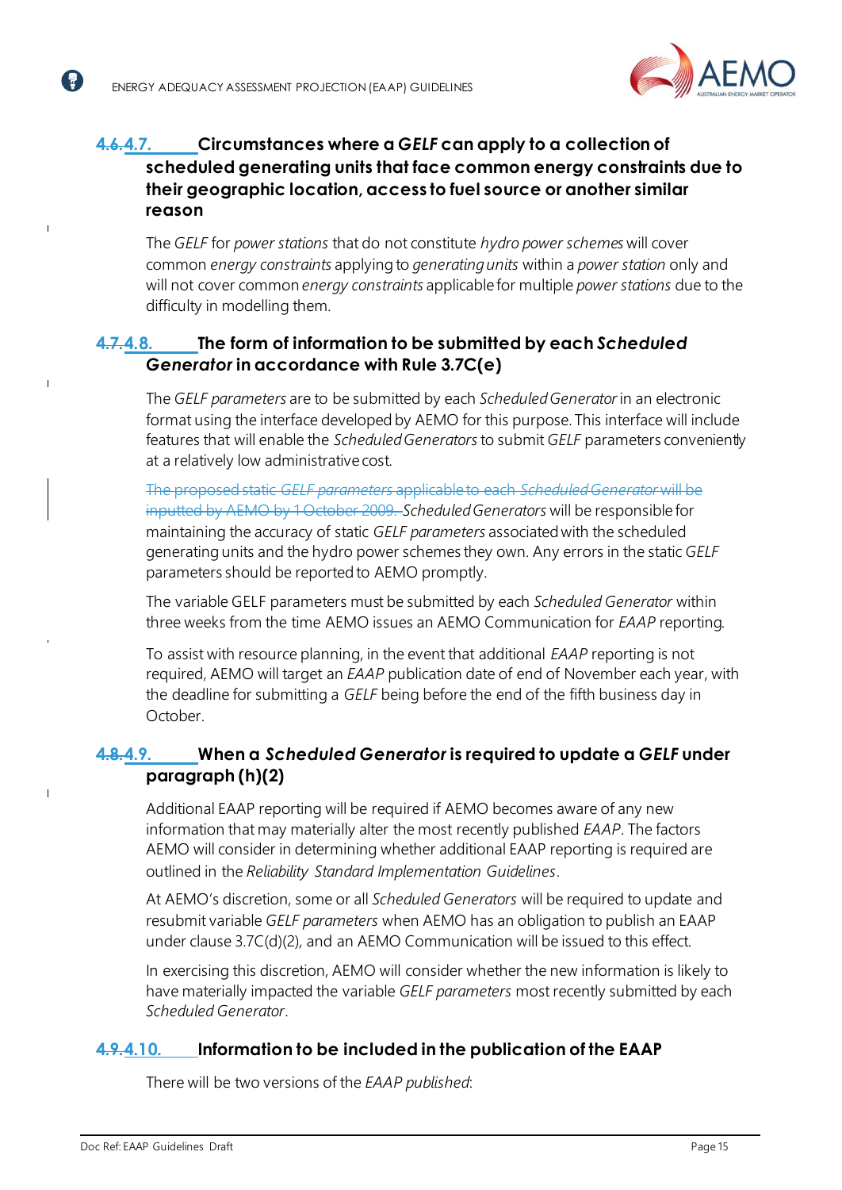### 4.6.4.7. Circumstances where a *GELF* can apply to a collection of scheduled generating units that face common energy constraints due to their geographic location, access to fuel source or another similar reason

The *GELF* for *power stations* that do not constitute *hydro power schemes* will cover common *energy constraints* applying to *generating units* within a *power station* only and will not cover common *energy constraints* applicable for multiple *power stations* due to the difficulty in modelling them.

### 4.7.4.8. The form of information to be submitted by each *Scheduled Generator* in accordance with Rule 3.7C(e)

The *GELF parameters* are to be submitted by each *Scheduled Generator* in an electronic format using the interface developed by AEMO for this purpose. This interface will include features that will enable the *Scheduled Generators* to submit *GELF* parameters conveniently at a relatively low administrative cost.

~~The proposed static *GELF parameters* applicable to each *Scheduled Generator* will be inputted by AEMO by 1 October 2009.~~ *Scheduled Generators* will be responsible for maintaining the accuracy of static *GELF parameters* associated with the scheduled generating units and the hydro power schemes they own. Any errors in the static *GELF* parameters should be reported to AEMO promptly.

The variable GELF parameters must be submitted by each *Scheduled Generator* within three weeks from the time AEMO issues an AEMO Communication for *EAAP* reporting.

To assist with resource planning, in the event that additional *EAAP* reporting is not required, AEMO will target an *EAAP* publication date of end of November each year, with the deadline for submitting a *GELF* being before the end of the fifth business day in October.

### 4.8.4.9. When a *Scheduled Generator* is required to update a *GELF* under paragraph (h)(2)

Additional EAAP reporting will be required if AEMO becomes aware of any new information that may materially alter the most recently published *EAAP*. The factors AEMO will consider in determining whether additional EAAP reporting is required are outlined in the *Reliability Standard Implementation Guidelines*.

At AEMO's discretion, some or all *Scheduled Generators* will be required to update and resubmit variable *GELF parameters* when AEMO has an obligation to publish an EAAP under clause 3.7C(d)(2), and an AEMO Communication will be issued to this effect.

In exercising this discretion, AEMO will consider whether the new information is likely to have materially impacted the variable *GELF parameters* most recently submitted by each *Scheduled Generator*.

### 4.9.4.10. Information to be included in the publication of the EAAP

There will be two versions of the *EAAP published*: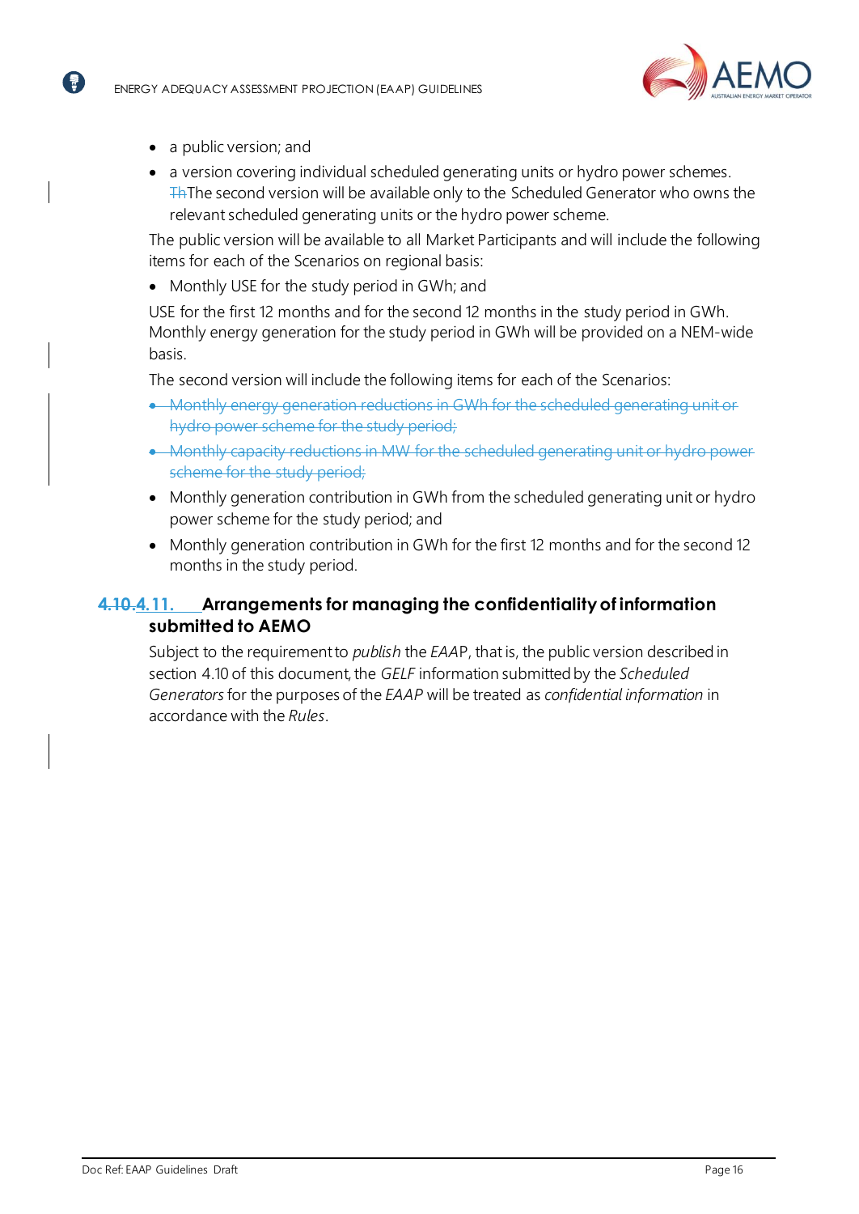- a public version; and
- a version covering individual scheduled generating units or hydro power schemes. ~~Th~~The second version will be available only to the Scheduled Generator who owns the relevant scheduled generating units or the hydro power scheme.

The public version will be available to all Market Participants and will include the following items for each of the Scenarios on regional basis:

- Monthly USE for the study period in GWh; and

USE for the first 12 months and for the second 12 months in the study period in GWh. Monthly energy generation for the study period in GWh will be provided on a NEM-wide basis.

The second version will include the following items for each of the Scenarios:

- ~~Monthly energy generation reductions in GWh for the scheduled generating unit or hydro power scheme for the study period;~~
- ~~Monthly capacity reductions in MW for the scheduled generating unit or hydro power scheme for the study period;~~
- Monthly generation contribution in GWh from the scheduled generating unit or hydro power scheme for the study period; and
- Monthly generation contribution in GWh for the first 12 months and for the second 12 months in the study period.

## ~~4.10.~~4.11. Arrangements for managing the confidentiality of information submitted to AEMO

Subject to the requirement to *publish* the *EAAP*, that is, the public version described in section 4.10 of this document, the *GELF* information submitted by the *Scheduled Generators* for the purposes of the *EAAP* will be treated as *confidential information* in accordance with the *Rules*.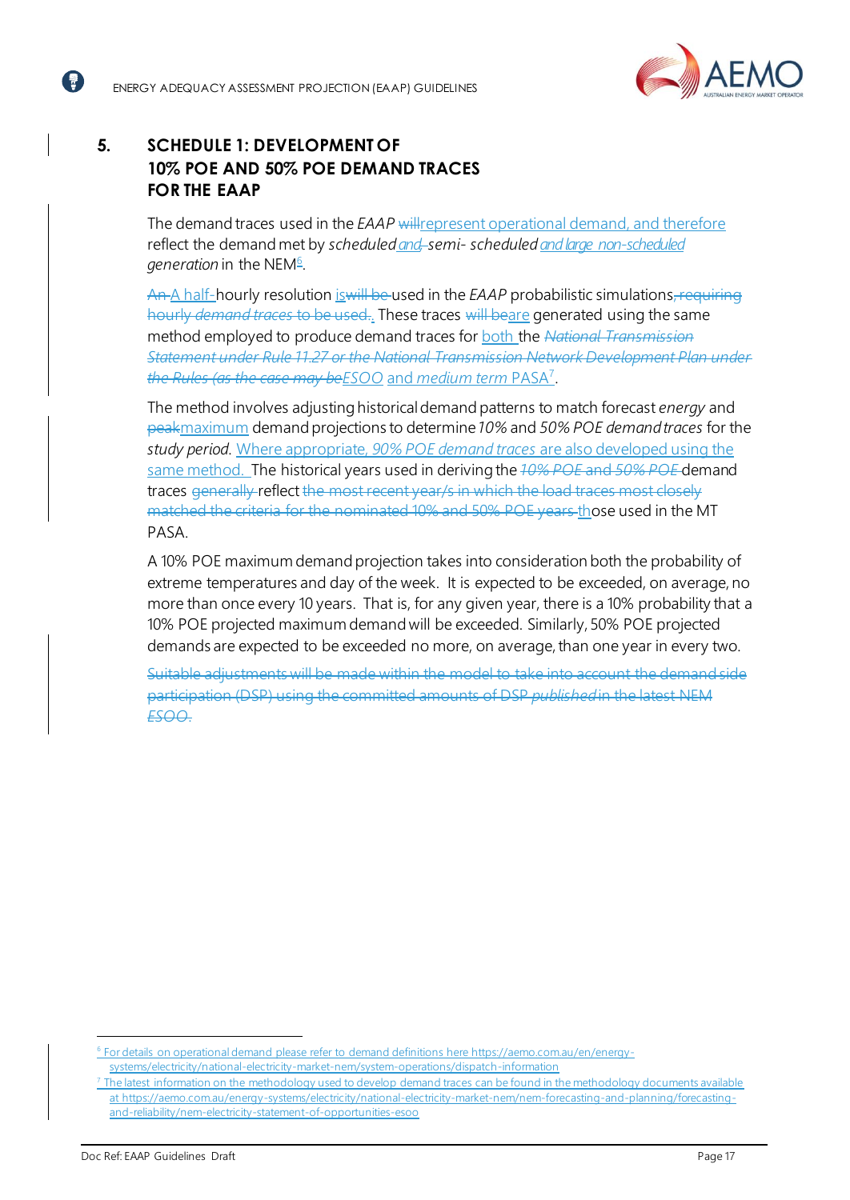# 5. SCHEDULE 1: DEVELOPMENT OF 10% POE AND 50% POE DEMAND TRACES FOR THE EAAP

The demand traces used in the *EAAP* ~~will~~represent operational demand, and therefore reflect the demand met by *scheduled and*~~,~~ *semi- scheduled and large non-scheduled generation* in the NEM[6].

~~An~~ A half-hourly resolution is~~will be~~ used in the *EAAP* probabilistic simulations~~, requiring hourly *demand traces* to be used.~~. These traces ~~will be~~are generated using the same method employed to produce demand traces for both the ~~*National Transmission Statement under Rule 11.27 or the National Transmission Network Development Plan under the Rules (as the case may be*~~*ESOO* and *medium term* PASA[7].

The method involves adjusting historical demand patterns to match forecast *energy* and ~~peak~~maximum demand projections to determine *10%* and *50% POE demand traces* for the *study period*. Where appropriate, *90% POE demand traces* are also developed using the same method. The historical years used in deriving the ~~*10% POE and 50% POE*~~ demand traces ~~generally~~ reflect ~~the most recent year/s in which the load traces most closely matched the criteria for the nominated 10% and 50% POE years~~ those used in the MT PASA.

A 10% POE maximum demand projection takes into consideration both the probability of extreme temperatures and day of the week. It is expected to be exceeded, on average, no more than once every 10 years. That is, for any given year, there is a 10% probability that a 10% POE projected maximum demand will be exceeded. Similarly, 50% POE projected demands are expected to be exceeded no more, on average, than one year in every two.

~~Suitable adjustments will be made within the model to take into account the demand side participation (DSP) using the committed amounts of DSP *published* in the latest NEM *ESOO*.~~

---

[6] For details on operational demand please refer to demand definitions here https://aemo.com.au/en/energy-systems/electricity/national-electricity-market-nem/system-operations/dispatch-information

[7] The latest information on the methodology used to develop demand traces can be found in the methodology documents available at https://aemo.com.au/energy-systems/electricity/national-electricity-market-nem/nem-forecasting-and-planning/forecasting-and-reliability/nem-electricity-statement-of-opportunities-esoo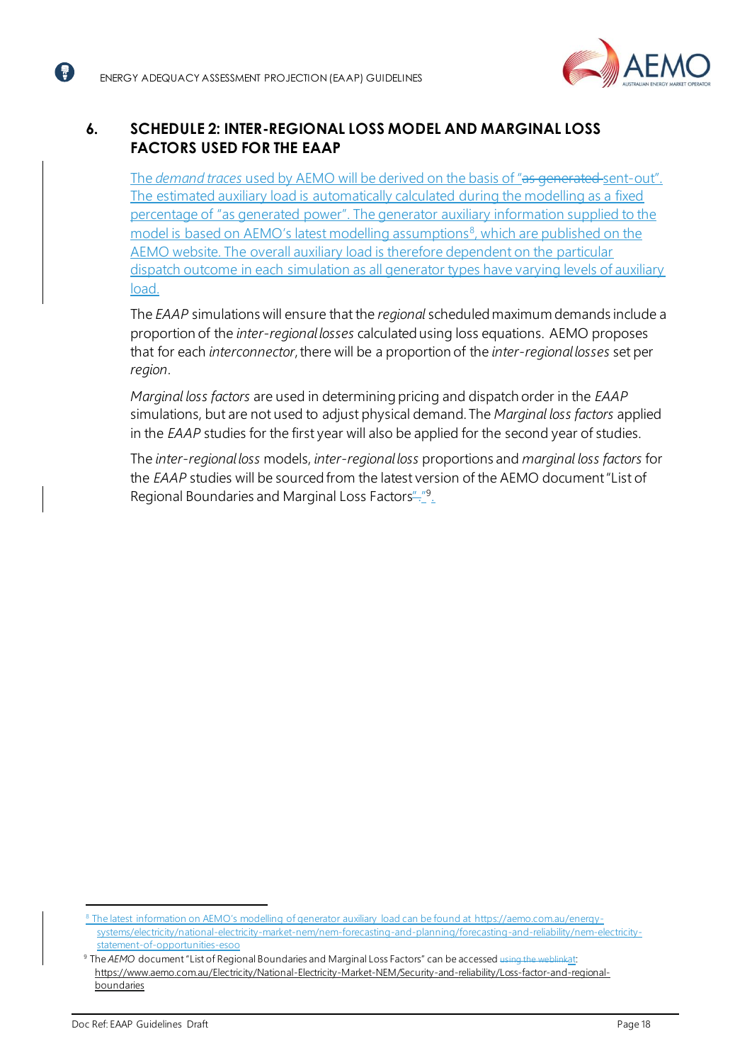## 6. SCHEDULE 2: INTER-REGIONAL LOSS MODEL AND MARGINAL LOSS FACTORS USED FOR THE EAAP

The *demand traces* used by AEMO will be derived on the basis of "~~as generated~~ sent-out". The estimated auxiliary load is automatically calculated during the modelling as a fixed percentage of "as generated power". The generator auxiliary information supplied to the model is based on AEMO's latest modelling assumptions[8], which are published on the AEMO website. The overall auxiliary load is therefore dependent on the particular dispatch outcome in each simulation as all generator types have varying levels of auxiliary load.

The *EAAP* simulations will ensure that the *regional* scheduled maximum demands include a proportion of the *inter-regional losses* calculated using loss equations. AEMO proposes that for each *interconnector*, there will be a proportion of the *inter-regional losses* set per *region*.

*Marginal loss factors* are used in determining pricing and dispatch order in the *EAAP* simulations, but are not used to adjust physical demand. The *Marginal loss factors* applied in the *EAAP* studies for the first year will also be applied for the second year of studies.

The *inter-regional loss* models, *inter-regional loss* proportions and *marginal loss factors* for the *EAAP* studies will be sourced from the latest version of the AEMO document "List of Regional Boundaries and Marginal Loss Factors".[9].

---

[8] The latest information on AEMO's modelling of generator auxiliary load can be found at https://aemo.com.au/energy-systems/electricity/national-electricity-market-nem/nem-forecasting-and-planning/forecasting-and-reliability/nem-electricity-statement-of-opportunities-esoo

[9] The *AEMO* document "List of Regional Boundaries and Marginal Loss Factors" can be accessed ~~using the weblink~~ at: https://www.aemo.com.au/Electricity/National-Electricity-Market-NEM/Security-and-reliability/Loss-factor-and-regional-boundaries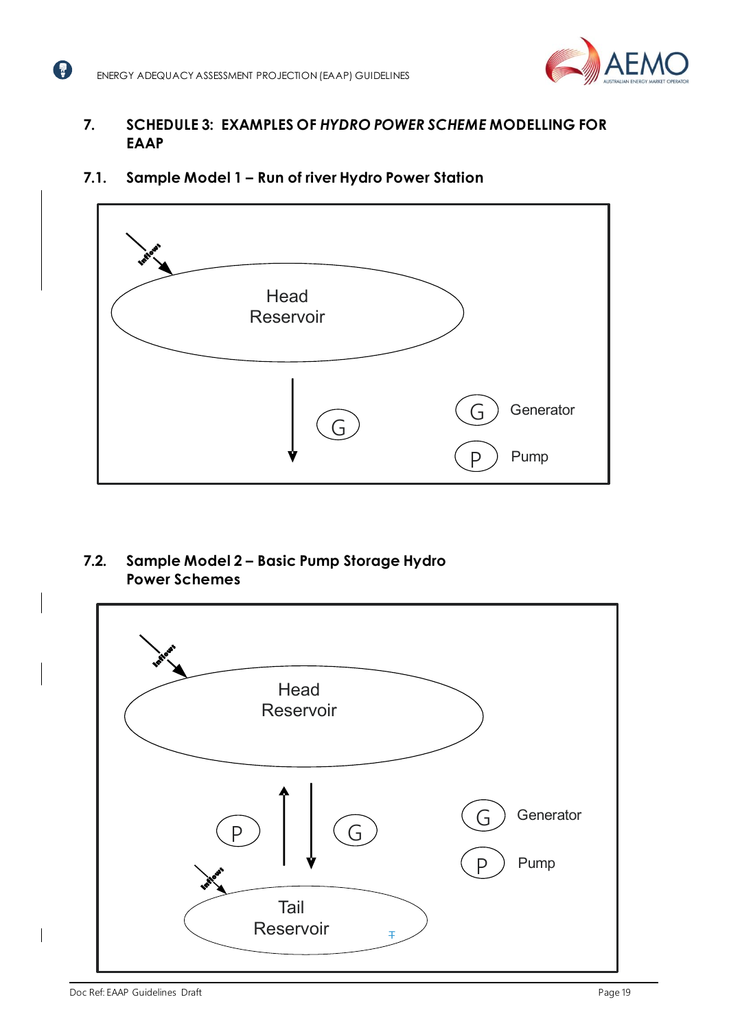# 7. SCHEDULE 3: EXAMPLES OF *HYDRO POWER SCHEME* MODELLING FOR EAAP

## 7.1. Sample Model 1 – Run of river Hydro Power Station

Inflows

Head Reservoir

G

G Generator

P Pump

## 7.2. Sample Model 2 – Basic Pump Storage Hydro Power Schemes

Inflows

Head Reservoir

P

G

G Generator

P Pump

Inflows

Tail Reservoir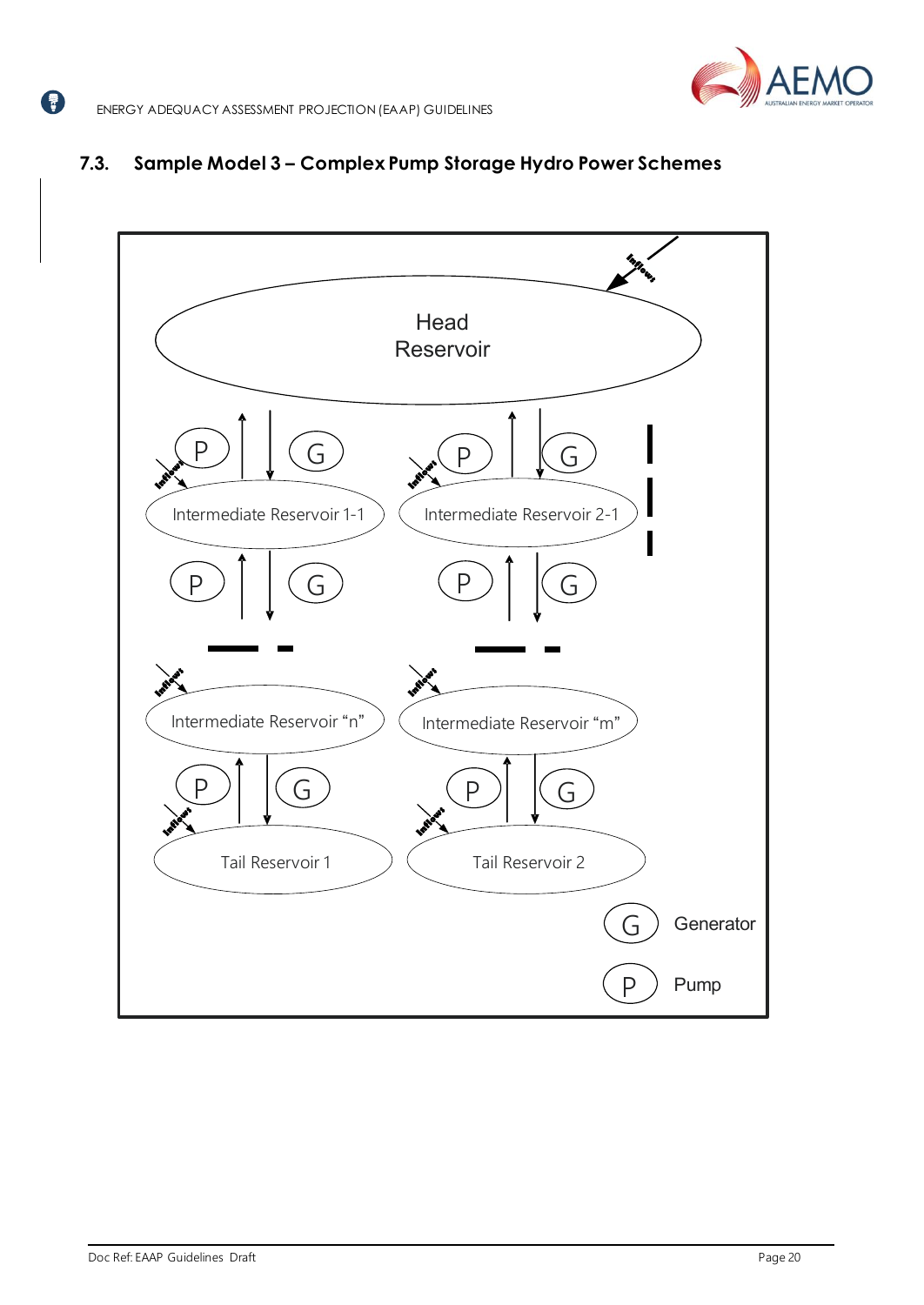## 7.3. Sample Model 3 – Complex Pump Storage Hydro Power Schemes

Inflows

Head Reservoir

P G P G

Inflows Inflows

Intermediate Reservoir 1-1 Intermediate Reservoir 2-1

P G P G

Inflows Inflows

Intermediate Reservoir "n" Intermediate Reservoir "m"

P G P G

Inflows Inflows

Tail Reservoir 1 Tail Reservoir 2

G Generator

P Pump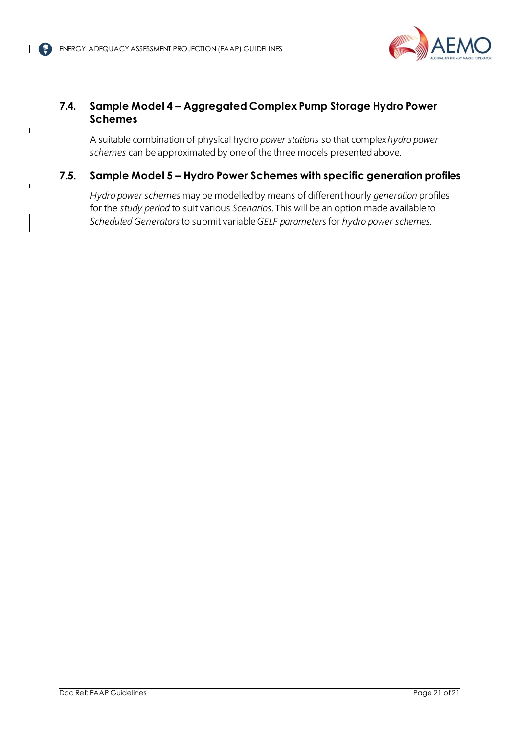## 7.4. Sample Model 4 – Aggregated Complex Pump Storage Hydro Power Schemes

A suitable combination of physical hydro *power stations* so that complex *hydro power schemes* can be approximated by one of the three models presented above.

## 7.5. Sample Model 5 – Hydro Power Schemes with specific generation profiles

*Hydro power schemes* may be modelled by means of different hourly *generation* profiles for the *study period* to suit various *Scenarios*. This will be an option made available to *Scheduled Generators* to submit variable *GELF parameters* for *hydro power schemes*.